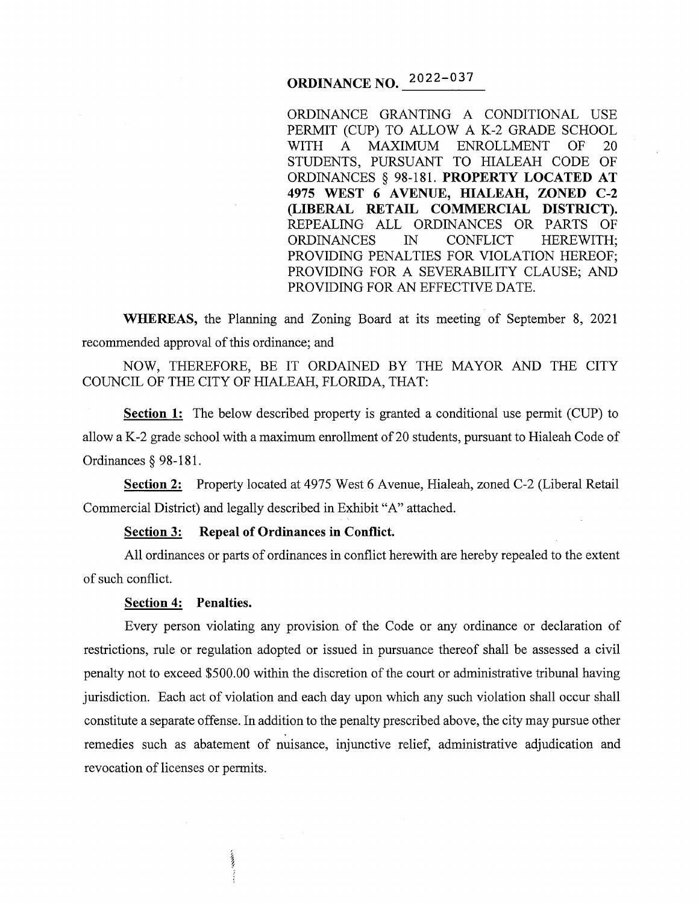# ORDINANCE NO. 2022-037

ORDINANCE GRANTING A CONDITIONAL USE PERMIT (CUP) TO ALLOW A K-2 GRADE SCHOOL WITH A MAXIMUM ENROLLMENT OF 20 STUDENTS, PURSUANT TO HIALEAH CODE OF ORDINANCES § 98-181. **PROPERTY LOCATED AT 4975 WEST 6 AVENUE, HIALEAH, ZONED C-2 (LIBERAL RETAIL COMMERCIAL DISTRICT).** REPEALING ALL ORDINANCES OR PARTS OF ORDINANCES IN CONFLICT HEREWITH; PROVIDING PENALTIES FOR VIOLATION HEREOF; PROVIDING FOR A SEVERABILITY CLAUSE; AND PROVIDING FOR AN EFFECTIVE DATE.

**WHEREAS,** the Planning and Zoning Board at its meeting of September 8, 2021 recommended approval of this ordinance; and

NOW, THEREFORE, BE IT ORDAINED BY THE MAYOR AND THE CITY COUNCIL OF THE CITY OF HIALEAH, FLORIDA, THAT:

**Section 1:** The below described property is granted a conditional use permit (CUP) to allow a K-2 grade school with a maximum enrollment of 20 students, pursuant to Hialeah Code of Ordinances § 98-181.

**Section 2:** Property located at 4975 West 6 Avenue, Hialeah, zoned C-2 (Liberal Retail Commercial District) and legally described in Exhibit "A" attached.

**Section 3: Repeal of Ordinances in Conflict.**

All ordinances or parts of ordinances in conflict herewith are hereby repealed to the extent of such conflict.

**Section 4: Penalties.**

Every person violating any provision of the Code or any ordinance or declaration of restrictions, rule or regulation adopted or issued in pursuance thereof shall be assessed a civil penalty not to exceed $500.00 within the discretion of the court or administrative tribunal having jurisdiction. Each act of violation and each day upon which any such violation shall occur shall constitute a separate offense. In addition to the penalty prescribed above, the city may pursue other remedies such as abatement of nuisance, injunctive relief, administrative adjudication and revocation of licenses or permits.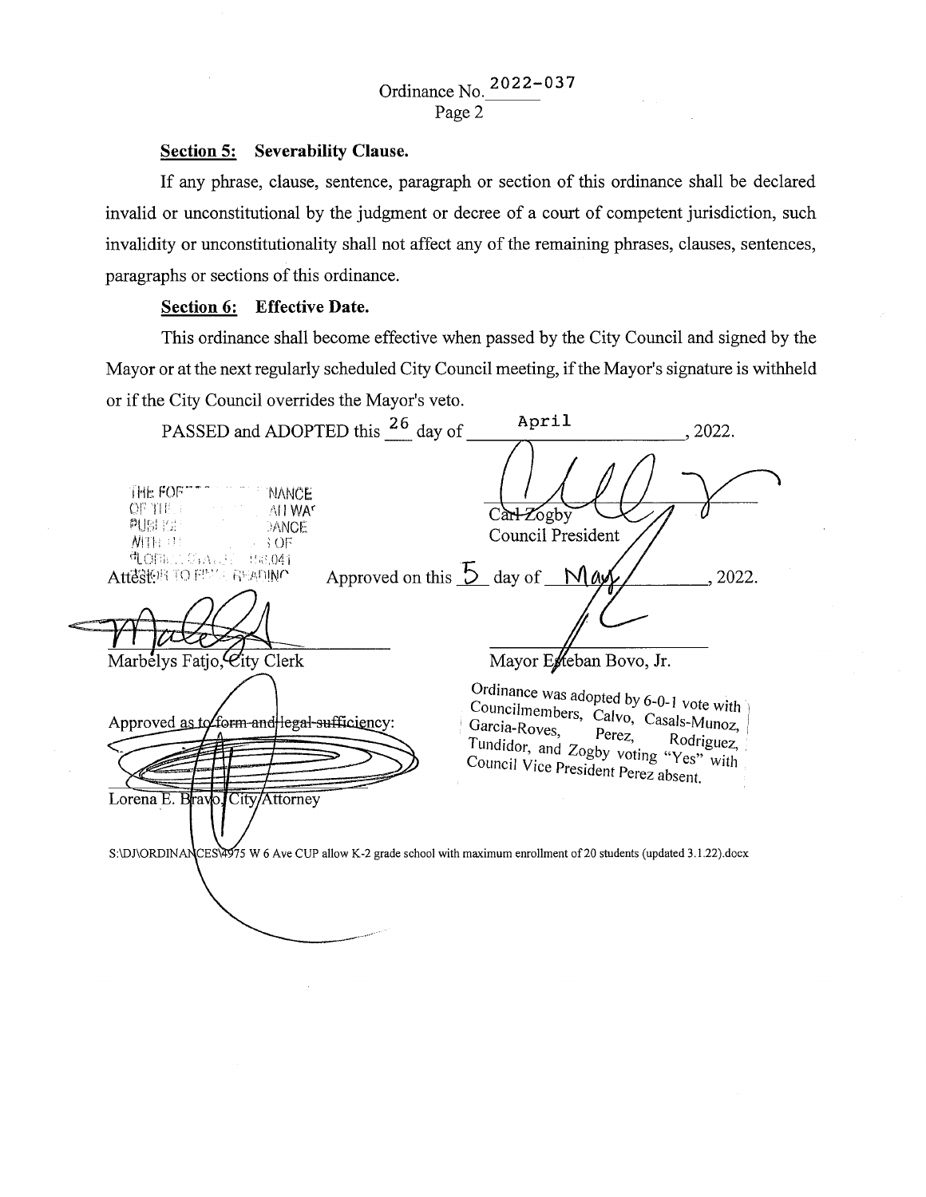Ordinance No. 2022-037

**<u>Section 5:</u> Severability Clause.**

If any phrase, clause, sentence, paragraph or section of this ordinance shall be declared invalid or unconstitutional by the judgment or decree of a court of competent jurisdiction, such invalidity or unconstitutionality shall not affect any of the remaining phrases, clauses, sentences, paragraphs or sections of this ordinance.

**<u>Section 6:</u> Effective Date.**

This ordinance shall become effective when passed by the City Council and signed by the Mayor or at the next regularly scheduled City Council meeting, if the Mayor's signature is withheld or if the City Council overrides the Mayor's veto.

PASSED and ADOPTED this 26 day of April, 2022.

Carl Zogby
Council President

THE FOR... NANCE OF THE ... WAS PUBLISHED ... ANCE WITH ... OF FLORIDA ... 166.041 PRIOR TO FINAL READING

Attest:

Marbelys Fatjo, City Clerk

Approved on this 5 day of May, 2022.

Mayor Esteban Bovo, Jr.

Approved as to form and legal sufficiency:

Lorena E. Bravo, City Attorney

Ordinance was adopted by 6-0-1 vote with Councilmembers, Calvo, Casals-Munoz, Garcia-Roves, Perez, Rodriguez, Tundidor, and Zogby voting "Yes" with Council Vice President Perez absent.

S:\DJ\ORDINANCES\4975 W 6 Ave CUP allow K-2 grade school with maximum enrollment of 20 students (updated 3.1.22).docx